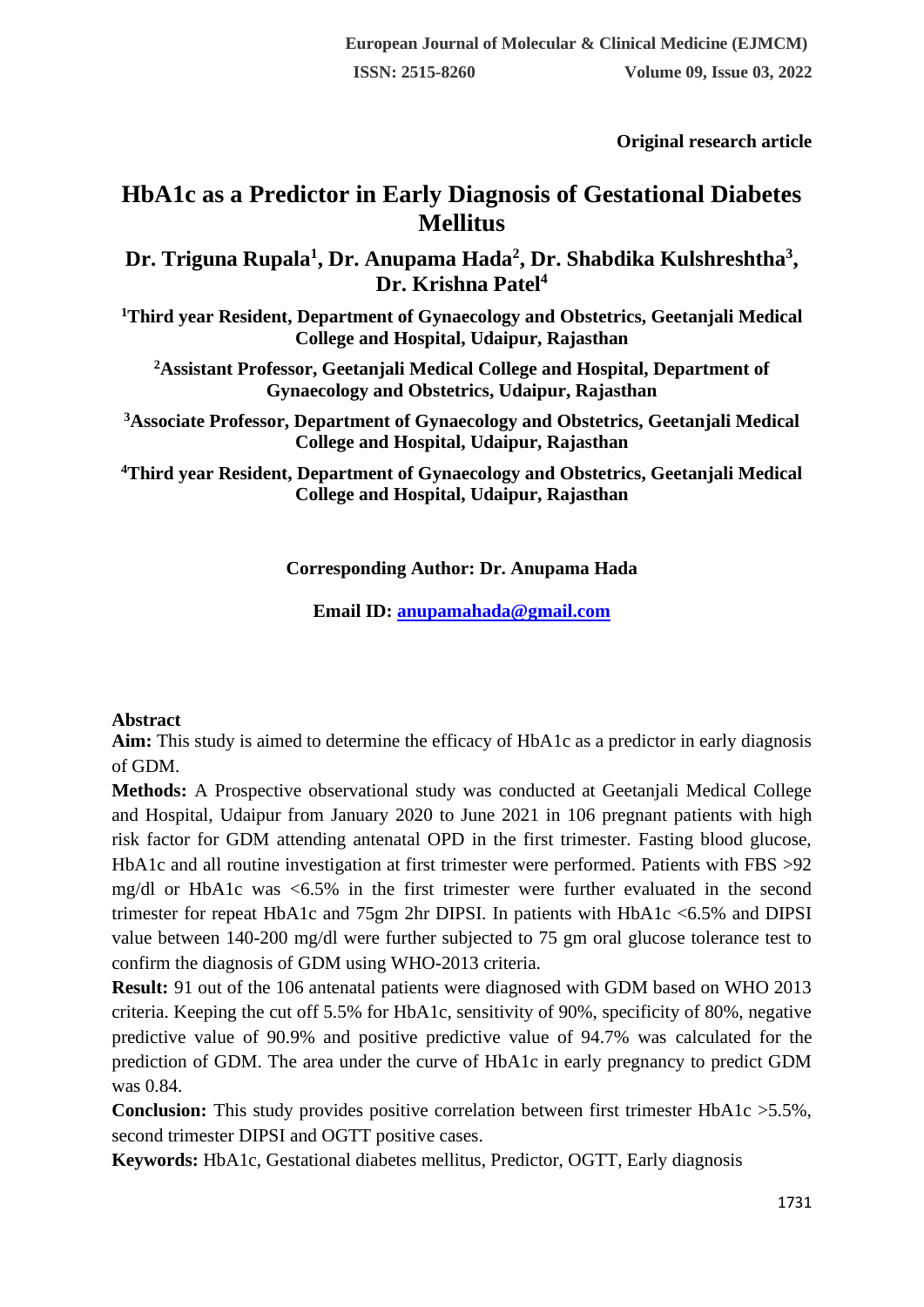Original research article

# HbA1c as a Predictor in Early Diagnosis of Gestational Diabetes Mellitus

**Dr. Triguna Rupala[1], Dr. Anupama Hada[2], Dr. Shabdika Kulshreshtha[3], Dr. Krishna Patel[4]**

**[1]Third year Resident, Department of Gynaecology and Obstetrics, Geetanjali Medical College and Hospital, Udaipur, Rajasthan**

**[2]Assistant Professor, Geetanjali Medical College and Hospital, Department of Gynaecology and Obstetrics, Udaipur, Rajasthan**

**[3]Associate Professor, Department of Gynaecology and Obstetrics, Geetanjali Medical College and Hospital, Udaipur, Rajasthan**

**[4]Third year Resident, Department of Gynaecology and Obstetrics, Geetanjali Medical College and Hospital, Udaipur, Rajasthan**

**Corresponding Author: Dr. Anupama Hada**

**Email ID: anupamahada@gmail.com**

## Abstract

**Aim:** This study is aimed to determine the efficacy of HbA1c as a predictor in early diagnosis of GDM.

**Methods:** A Prospective observational study was conducted at Geetanjali Medical College and Hospital, Udaipur from January 2020 to June 2021 in 106 pregnant patients with high risk factor for GDM attending antenatal OPD in the first trimester. Fasting blood glucose, HbA1c and all routine investigation at first trimester were performed. Patients with FBS >92 mg/dl or HbA1c was <6.5% in the first trimester were further evaluated in the second trimester for repeat HbA1c and 75gm 2hr DIPSI. In patients with HbA1c <6.5% and DIPSI value between 140-200 mg/dl were further subjected to 75 gm oral glucose tolerance test to confirm the diagnosis of GDM using WHO-2013 criteria.

**Result:** 91 out of the 106 antenatal patients were diagnosed with GDM based on WHO 2013 criteria. Keeping the cut off 5.5% for HbA1c, sensitivity of 90%, specificity of 80%, negative predictive value of 90.9% and positive predictive value of 94.7% was calculated for the prediction of GDM. The area under the curve of HbA1c in early pregnancy to predict GDM was 0.84.

**Conclusion:** This study provides positive correlation between first trimester HbA1c >5.5%, second trimester DIPSI and OGTT positive cases.

**Keywords:** HbA1c, Gestational diabetes mellitus, Predictor, OGTT, Early diagnosis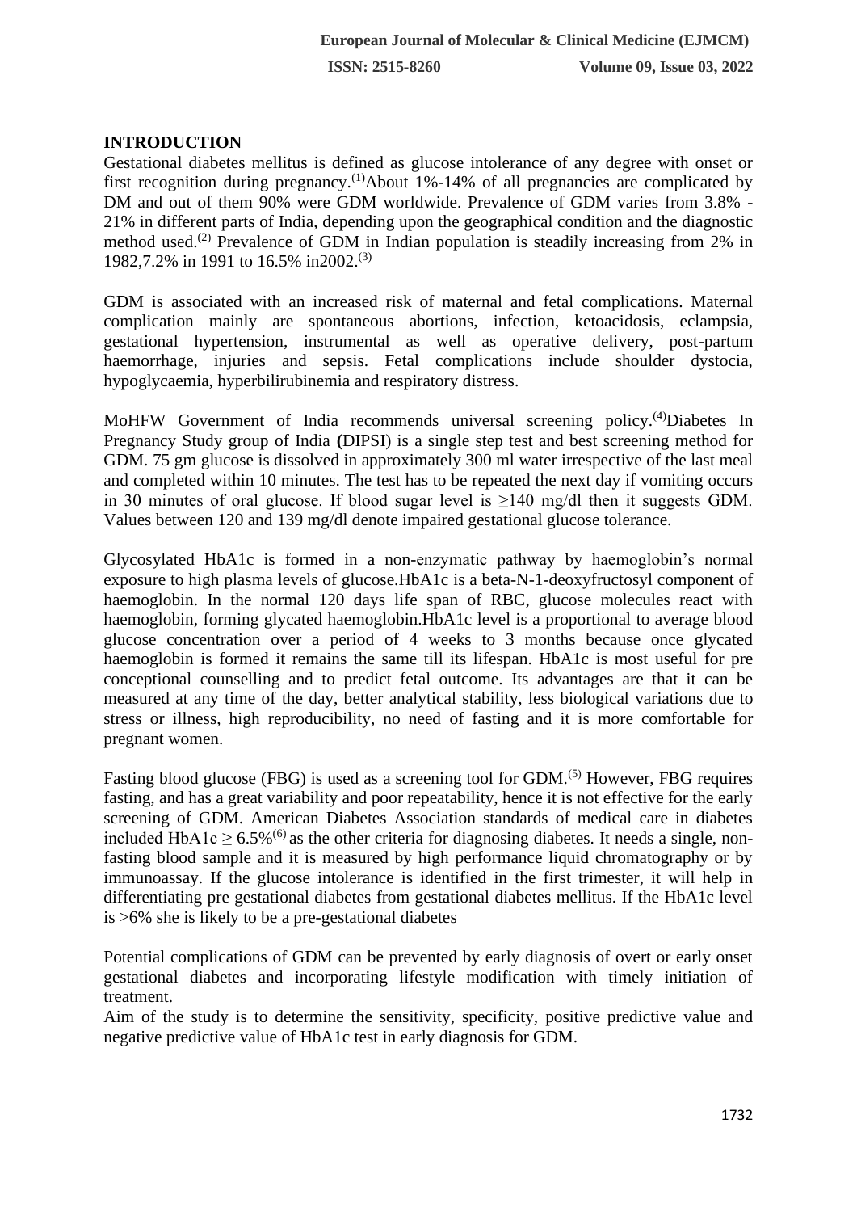## INTRODUCTION

Gestational diabetes mellitus is defined as glucose intolerance of any degree with onset or first recognition during pregnancy.[1]About 1%-14% of all pregnancies are complicated by DM and out of them 90% were GDM worldwide. Prevalence of GDM varies from 3.8% - 21% in different parts of India, depending upon the geographical condition and the diagnostic method used.[2] Prevalence of GDM in Indian population is steadily increasing from 2% in 1982,7.2% in 1991 to 16.5% in2002.[3]

GDM is associated with an increased risk of maternal and fetal complications. Maternal complication mainly are spontaneous abortions, infection, ketoacidosis, eclampsia, gestational hypertension, instrumental as well as operative delivery, post-partum haemorrhage, injuries and sepsis. Fetal complications include shoulder dystocia, hypoglycaemia, hyperbilirubinemia and respiratory distress.

MoHFW Government of India recommends universal screening policy.[4]Diabetes In Pregnancy Study group of India **(**DIPSI) is a single step test and best screening method for GDM. 75 gm glucose is dissolved in approximately 300 ml water irrespective of the last meal and completed within 10 minutes. The test has to be repeated the next day if vomiting occurs in 30 minutes of oral glucose. If blood sugar level is ≥140 mg/dl then it suggests GDM. Values between 120 and 139 mg/dl denote impaired gestational glucose tolerance.

Glycosylated HbA1c is formed in a non-enzymatic pathway by haemoglobin's normal exposure to high plasma levels of glucose.HbA1c is a beta-N-1-deoxyfructosyl component of haemoglobin. In the normal 120 days life span of RBC, glucose molecules react with haemoglobin, forming glycated haemoglobin.HbA1c level is a proportional to average blood glucose concentration over a period of 4 weeks to 3 months because once glycated haemoglobin is formed it remains the same till its lifespan. HbA1c is most useful for pre conceptional counselling and to predict fetal outcome. Its advantages are that it can be measured at any time of the day, better analytical stability, less biological variations due to stress or illness, high reproducibility, no need of fasting and it is more comfortable for pregnant women.

Fasting blood glucose (FBG) is used as a screening tool for GDM.[5] However, FBG requires fasting, and has a great variability and poor repeatability, hence it is not effective for the early screening of GDM. American Diabetes Association standards of medical care in diabetes included HbA1c ≥ 6.5%[6] as the other criteria for diagnosing diabetes. It needs a single, non-fasting blood sample and it is measured by high performance liquid chromatography or by immunoassay. If the glucose intolerance is identified in the first trimester, it will help in differentiating pre gestational diabetes from gestational diabetes mellitus. If the HbA1c level is >6% she is likely to be a pre-gestational diabetes

Potential complications of GDM can be prevented by early diagnosis of overt or early onset gestational diabetes and incorporating lifestyle modification with timely initiation of treatment.

Aim of the study is to determine the sensitivity, specificity, positive predictive value and negative predictive value of HbA1c test in early diagnosis for GDM.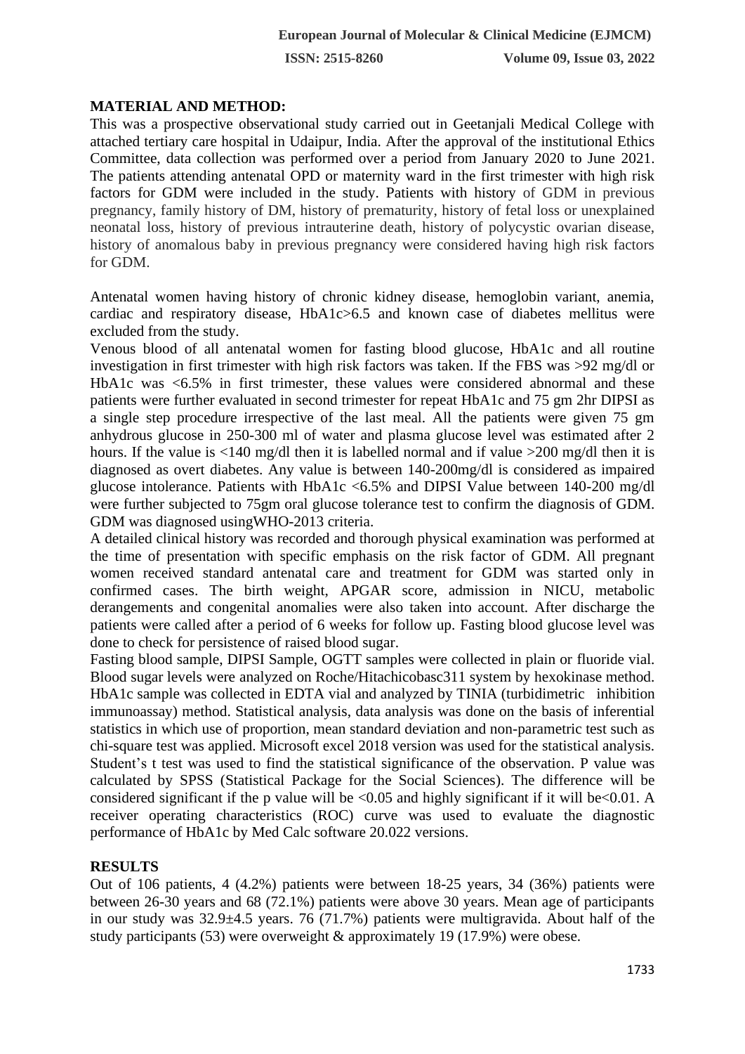## MATERIAL AND METHOD:

This was a prospective observational study carried out in Geetanjali Medical College with attached tertiary care hospital in Udaipur, India. After the approval of the institutional Ethics Committee, data collection was performed over a period from January 2020 to June 2021. The patients attending antenatal OPD or maternity ward in the first trimester with high risk factors for GDM were included in the study. Patients with history of GDM in previous pregnancy, family history of DM, history of prematurity, history of fetal loss or unexplained neonatal loss, history of previous intrauterine death, history of polycystic ovarian disease, history of anomalous baby in previous pregnancy were considered having high risk factors for GDM.

Antenatal women having history of chronic kidney disease, hemoglobin variant, anemia, cardiac and respiratory disease, HbA1c>6.5 and known case of diabetes mellitus were excluded from the study.

Venous blood of all antenatal women for fasting blood glucose, HbA1c and all routine investigation in first trimester with high risk factors was taken. If the FBS was >92 mg/dl or HbA1c was <6.5% in first trimester, these values were considered abnormal and these patients were further evaluated in second trimester for repeat HbA1c and 75 gm 2hr DIPSI as a single step procedure irrespective of the last meal. All the patients were given 75 gm anhydrous glucose in 250-300 ml of water and plasma glucose level was estimated after 2 hours. If the value is <140 mg/dl then it is labelled normal and if value >200 mg/dl then it is diagnosed as overt diabetes. Any value is between 140-200mg/dl is considered as impaired glucose intolerance. Patients with HbA1c <6.5% and DIPSI Value between 140-200 mg/dl were further subjected to 75gm oral glucose tolerance test to confirm the diagnosis of GDM. GDM was diagnosed usingWHO-2013 criteria.

A detailed clinical history was recorded and thorough physical examination was performed at the time of presentation with specific emphasis on the risk factor of GDM. All pregnant women received standard antenatal care and treatment for GDM was started only in confirmed cases. The birth weight, APGAR score, admission in NICU, metabolic derangements and congenital anomalies were also taken into account. After discharge the patients were called after a period of 6 weeks for follow up. Fasting blood glucose level was done to check for persistence of raised blood sugar.

Fasting blood sample, DIPSI Sample, OGTT samples were collected in plain or fluoride vial. Blood sugar levels were analyzed on Roche/Hitachicobasc311 system by hexokinase method. HbA1c sample was collected in EDTA vial and analyzed by TINIA (turbidimetric inhibition immunoassay) method. Statistical analysis, data analysis was done on the basis of inferential statistics in which use of proportion, mean standard deviation and non-parametric test such as chi-square test was applied. Microsoft excel 2018 version was used for the statistical analysis. Student's t test was used to find the statistical significance of the observation. P value was calculated by SPSS (Statistical Package for the Social Sciences). The difference will be considered significant if the p value will be <0.05 and highly significant if it will be<0.01. A receiver operating characteristics (ROC) curve was used to evaluate the diagnostic performance of HbA1c by Med Calc software 20.022 versions.

## RESULTS

Out of 106 patients, 4 (4.2%) patients were between 18-25 years, 34 (36%) patients were between 26-30 years and 68 (72.1%) patients were above 30 years. Mean age of participants in our study was 32.9±4.5 years. 76 (71.7%) patients were multigravida. About half of the study participants (53) were overweight & approximately 19 (17.9%) were obese.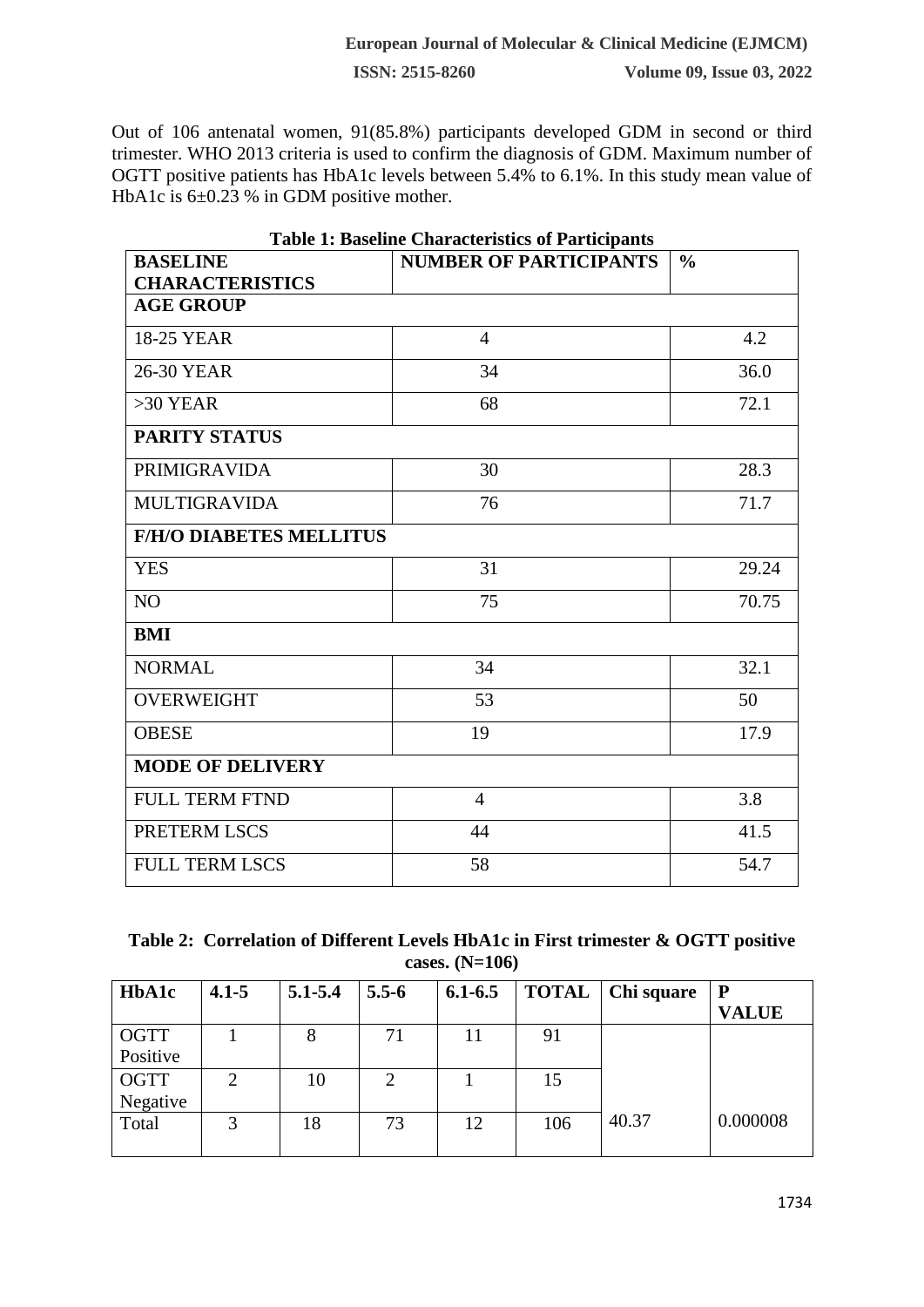Out of 106 antenatal women, 91(85.8%) participants developed GDM in second or third trimester. WHO 2013 criteria is used to confirm the diagnosis of GDM. Maximum number of OGTT positive patients has HbA1c levels between 5.4% to 6.1%. In this study mean value of HbA1c is 6±0.23 % in GDM positive mother.

**Table 1: Baseline Characteristics of Participants**

| BASELINE CHARACTERISTICS | NUMBER OF PARTICIPANTS | % |
|---|---|---|
| **AGE GROUP** | | |
| 18-25 YEAR | 4 | 4.2 |
| 26-30 YEAR | 34 | 36.0 |
| >30 YEAR | 68 | 72.1 |
| **PARITY STATUS** | | |
| PRIMIGRAVIDA | 30 | 28.3 |
| MULTIGRAVIDA | 76 | 71.7 |
| **F/H/O DIABETES MELLITUS** | | |
| YES | 31 | 29.24 |
| NO | 75 | 70.75 |
| **BMI** | | |
| NORMAL | 34 | 32.1 |
| OVERWEIGHT | 53 | 50 |
| OBESE | 19 | 17.9 |
| **MODE OF DELIVERY** | | |
| FULL TERM FTND | 4 | 3.8 |
| PRETERM LSCS | 44 | 41.5 |
| FULL TERM LSCS | 58 | 54.7 |

**Table 2: Correlation of Different Levels HbA1c in First trimester & OGTT positive cases. (N=106)**

| HbA1c | 4.1-5 | 5.1-5.4 | 5.5-6 | 6.1-6.5 | TOTAL | Chi square | P VALUE |
|---|---|---|---|---|---|---|---|
| OGTT Positive | 1 | 8 | 71 | 11 | 91 | | |
| OGTT Negative | 2 | 10 | 2 | 1 | 15 | | |
| Total | 3 | 18 | 73 | 12 | 106 | 40.37 | 0.000008 |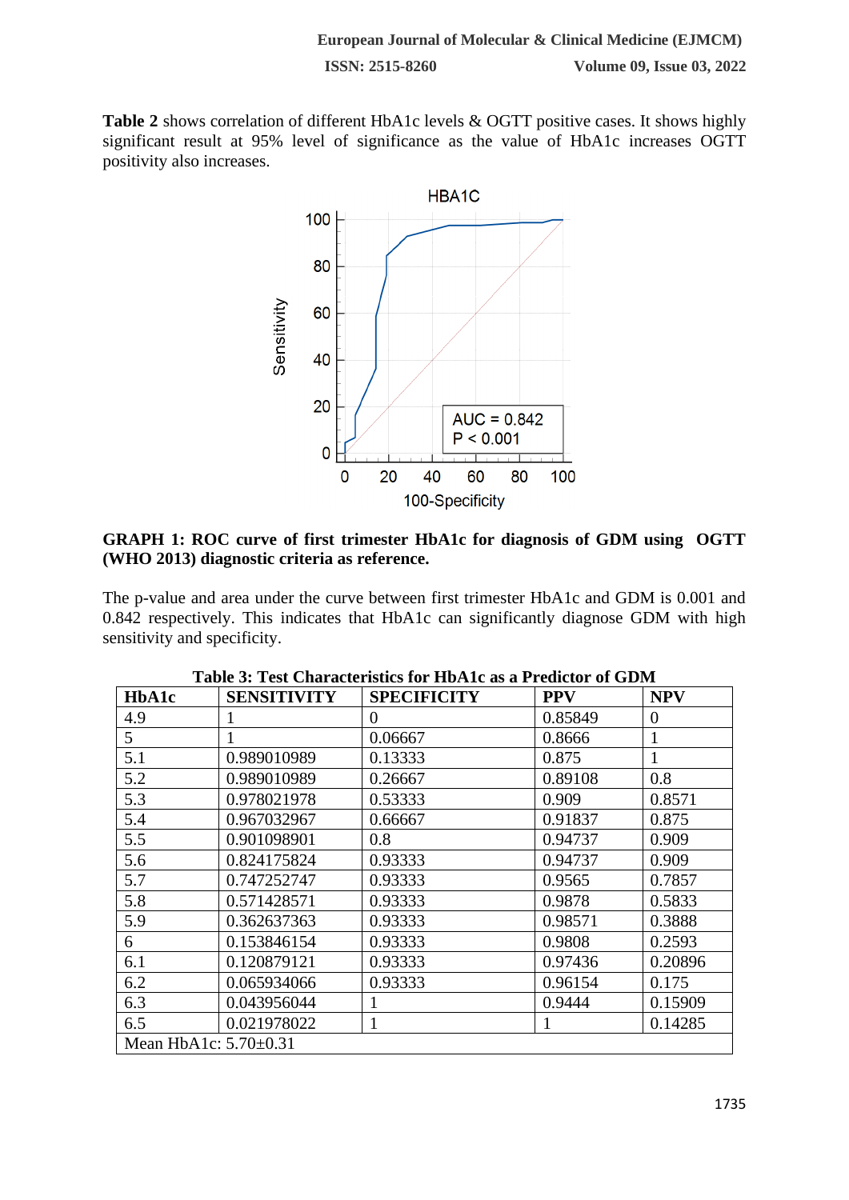**Table 2** shows correlation of different HbA1c levels & OGTT positive cases. It shows highly significant result at 95% level of significance as the value of HbA1c increases OGTT positivity also increases.

**GRAPH 1: ROC curve of first trimester HbA1c for diagnosis of GDM using OGTT (WHO 2013) diagnostic criteria as reference.**

The p-value and area under the curve between first trimester HbA1c and GDM is 0.001 and 0.842 respectively. This indicates that HbA1c can significantly diagnose GDM with high sensitivity and specificity.

**Table 3: Test Characteristics for HbA1c as a Predictor of GDM**

| HbA1c | SENSITIVITY | SPECIFICITY | PPV | NPV |
|---|---|---|---|---|
| 4.9 | 1 | 0 | 0.85849 | 0 |
| 5 | 1 | 0.06667 | 0.8666 | 1 |
| 5.1 | 0.989010989 | 0.13333 | 0.875 | 1 |
| 5.2 | 0.989010989 | 0.26667 | 0.89108 | 0.8 |
| 5.3 | 0.978021978 | 0.53333 | 0.909 | 0.8571 |
| 5.4 | 0.967032967 | 0.66667 | 0.91837 | 0.875 |
| 5.5 | 0.901098901 | 0.8 | 0.94737 | 0.909 |
| 5.6 | 0.824175824 | 0.93333 | 0.94737 | 0.909 |
| 5.7 | 0.747252747 | 0.93333 | 0.9565 | 0.7857 |
| 5.8 | 0.571428571 | 0.93333 | 0.9878 | 0.5833 |
| 5.9 | 0.362637363 | 0.93333 | 0.98571 | 0.3888 |
| 6 | 0.153846154 | 0.93333 | 0.9808 | 0.2593 |
| 6.1 | 0.120879121 | 0.93333 | 0.97436 | 0.20896 |
| 6.2 | 0.065934066 | 0.93333 | 0.96154 | 0.175 |
| 6.3 | 0.043956044 | 1 | 0.9444 | 0.15909 |
| 6.5 | 0.021978022 | 1 | 1 | 0.14285 |
| Mean HbA1c: 5.70±0.31 | | | | |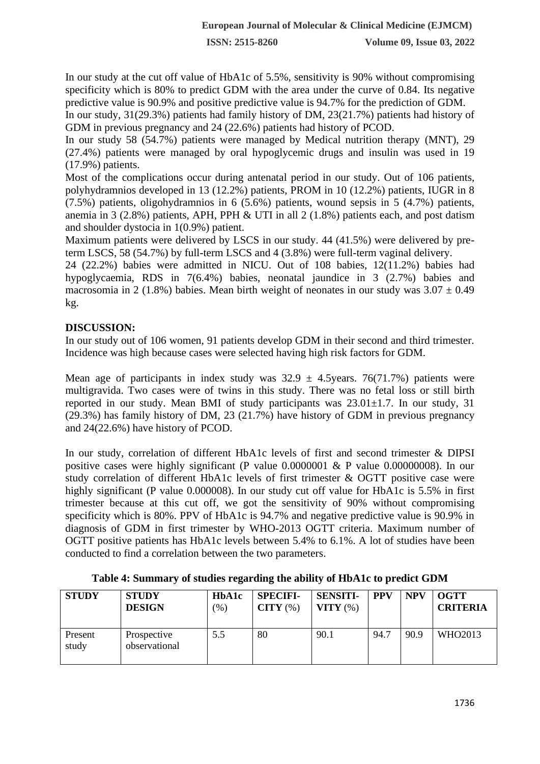In our study at the cut off value of HbA1c of 5.5%, sensitivity is 90% without compromising specificity which is 80% to predict GDM with the area under the curve of 0.84. Its negative predictive value is 90.9% and positive predictive value is 94.7% for the prediction of GDM.

In our study, 31(29.3%) patients had family history of DM, 23(21.7%) patients had history of GDM in previous pregnancy and 24 (22.6%) patients had history of PCOD.

In our study 58 (54.7%) patients were managed by Medical nutrition therapy (MNT), 29 (27.4%) patients were managed by oral hypoglycemic drugs and insulin was used in 19 (17.9%) patients.

Most of the complications occur during antenatal period in our study. Out of 106 patients, polyhydramnios developed in 13 (12.2%) patients, PROM in 10 (12.2%) patients, IUGR in 8 (7.5%) patients, oligohydramnios in 6 (5.6%) patients, wound sepsis in 5 (4.7%) patients, anemia in 3 (2.8%) patients, APH, PPH & UTI in all 2 (1.8%) patients each, and post datism and shoulder dystocia in 1(0.9%) patient.

Maximum patients were delivered by LSCS in our study. 44 (41.5%) were delivered by pre-term LSCS, 58 (54.7%) by full-term LSCS and 4 (3.8%) were full-term vaginal delivery.

24 (22.2%) babies were admitted in NICU. Out of 108 babies, 12(11.2%) babies had hypoglycaemia, RDS in 7(6.4%) babies, neonatal jaundice in 3 (2.7%) babies and macrosomia in 2 (1.8%) babies. Mean birth weight of neonates in our study was 3.07 ± 0.49 kg.

## DISCUSSION:

In our study out of 106 women, 91 patients develop GDM in their second and third trimester. Incidence was high because cases were selected having high risk factors for GDM.

Mean age of participants in index study was 32.9 ± 4.5years. 76(71.7%) patients were multigravida. Two cases were of twins in this study. There was no fetal loss or still birth reported in our study. Mean BMI of study participants was 23.01±1.7. In our study, 31 (29.3%) has family history of DM, 23 (21.7%) have history of GDM in previous pregnancy and 24(22.6%) have history of PCOD.

In our study, correlation of different HbA1c levels of first and second trimester & DIPSI positive cases were highly significant (P value 0.0000001 & P value 0.00000008). In our study correlation of different HbA1c levels of first trimester & OGTT positive case were highly significant (P value 0.000008). In our study cut off value for HbA1c is 5.5% in first trimester because at this cut off, we got the sensitivity of 90% without compromising specificity which is 80%. PPV of HbA1c is 94.7% and negative predictive value is 90.9% in diagnosis of GDM in first trimester by WHO-2013 OGTT criteria. Maximum number of OGTT positive patients has HbA1c levels between 5.4% to 6.1%. A lot of studies have been conducted to find a correlation between the two parameters.

**Table 4: Summary of studies regarding the ability of HbA1c to predict GDM**

| STUDY | STUDY DESIGN | HbA1c (%) | SPECIFICITY (%) | SENSITIVITY (%) | PPV | NPV | OGTT CRITERIA |
|---|---|---|---|---|---|---|---|
| Present study | Prospective observational | 5.5 | 80 | 90.1 | 94.7 | 90.9 | WHO2013 |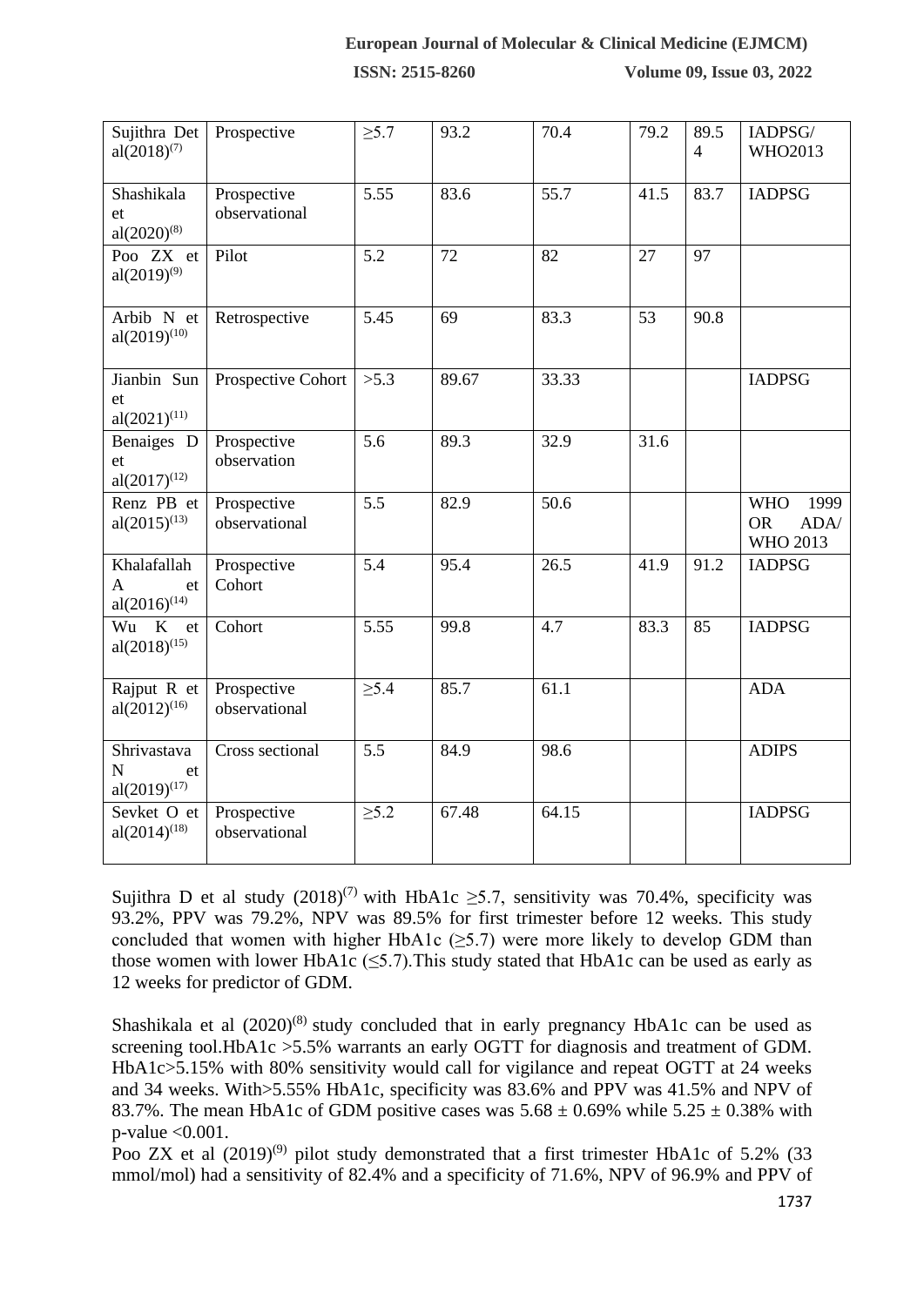| Sujithra Det al(2018)[7] | Prospective | ≥5.7 | 93.2 | 70.4 | 79.2 | 89.54 | IADPSG/ WHO2013 |
|---|---|---|---|---|---|---|---|
| Shashikala et al(2020)[8] | Prospective observational | 5.55 | 83.6 | 55.7 | 41.5 | 83.7 | IADPSG |
| Poo ZX et al(2019)[9] | Pilot | 5.2 | 72 | 82 | 27 | 97 | |
| Arbib N et al(2019)[10] | Retrospective | 5.45 | 69 | 83.3 | 53 | 90.8 | |
| Jianbin Sun et al(2021)[11] | Prospective Cohort | >5.3 | 89.67 | 33.33 | | | IADPSG |
| Benaiges D et al(2017)[12] | Prospective observation | 5.6 | 89.3 | 32.9 | 31.6 | | |
| Renz PB et al(2015)[13] | Prospective observational | 5.5 | 82.9 | 50.6 | | | WHO 1999 OR ADA/ WHO 2013 |
| Khalafallah A et al(2016)[14] | Prospective Cohort | 5.4 | 95.4 | 26.5 | 41.9 | 91.2 | IADPSG |
| Wu K et al(2018)[15] | Cohort | 5.55 | 99.8 | 4.7 | 83.3 | 85 | IADPSG |
| Rajput R et al(2012)[16] | Prospective observational | ≥5.4 | 85.7 | 61.1 | | | ADA |
| Shrivastava N et al(2019)[17] | Cross sectional | 5.5 | 84.9 | 98.6 | | | ADIPS |
| Sevket O et al(2014)[18] | Prospective observational | ≥5.2 | 67.48 | 64.15 | | | IADPSG |

Sujithra D et al study (2018)[7] with HbA1c ≥5.7, sensitivity was 70.4%, specificity was 93.2%, PPV was 79.2%, NPV was 89.5% for first trimester before 12 weeks. This study concluded that women with higher HbA1c (≥5.7) were more likely to develop GDM than those women with lower HbA1c (≤5.7).This study stated that HbA1c can be used as early as 12 weeks for predictor of GDM.

Shashikala et al (2020)[8] study concluded that in early pregnancy HbA1c can be used as screening tool.HbA1c >5.5% warrants an early OGTT for diagnosis and treatment of GDM. HbA1c>5.15% with 80% sensitivity would call for vigilance and repeat OGTT at 24 weeks and 34 weeks. With>5.55% HbA1c, specificity was 83.6% and PPV was 41.5% and NPV of 83.7%. The mean HbA1c of GDM positive cases was 5.68 ± 0.69% while 5.25 ± 0.38% with p-value <0.001.

Poo ZX et al (2019)[9] pilot study demonstrated that a first trimester HbA1c of 5.2% (33 mmol/mol) had a sensitivity of 82.4% and a specificity of 71.6%, NPV of 96.9% and PPV of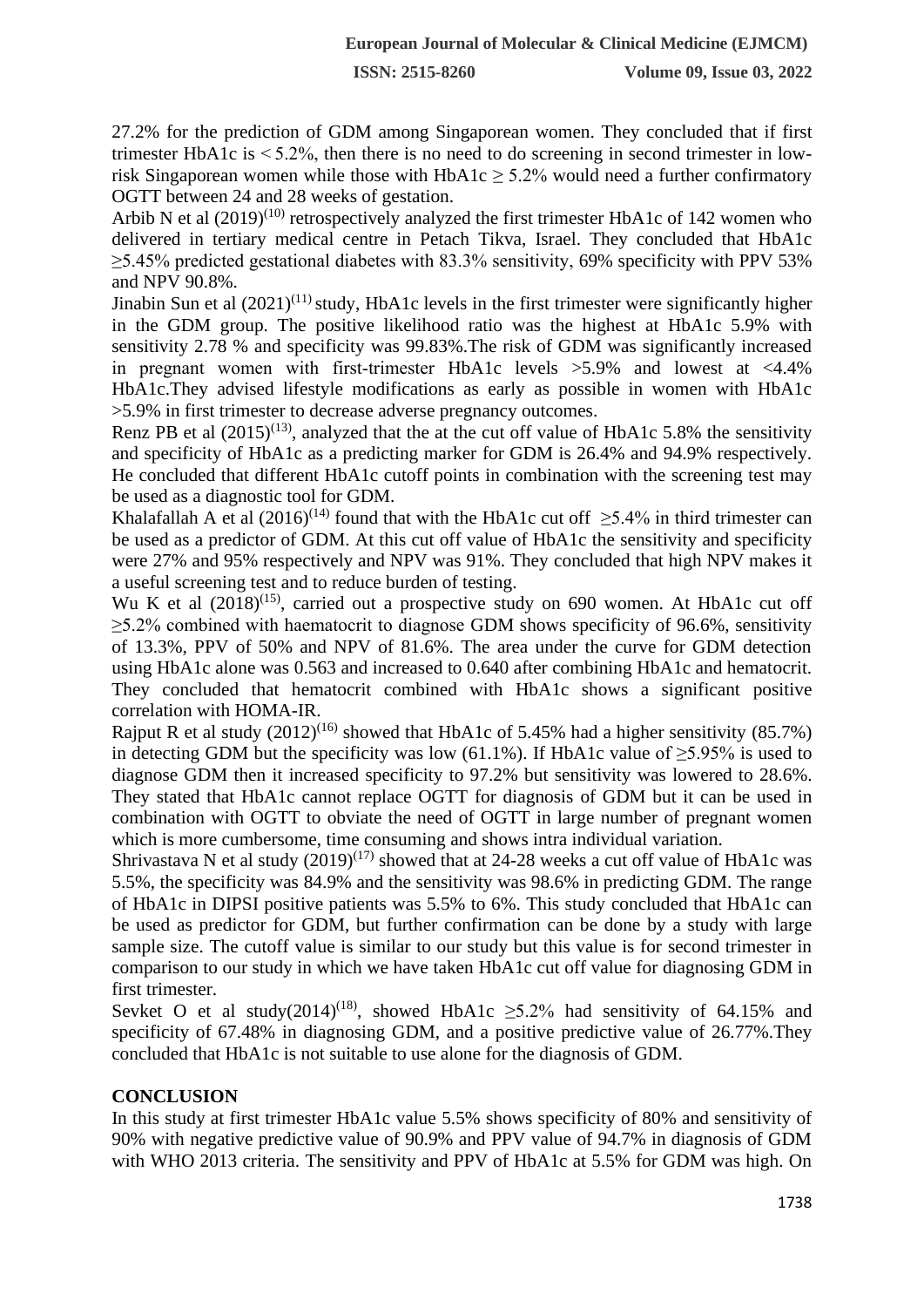27.2% for the prediction of GDM among Singaporean women. They concluded that if first trimester HbA1c is < 5.2%, then there is no need to do screening in second trimester in low-risk Singaporean women while those with HbA1c ≥ 5.2% would need a further confirmatory OGTT between 24 and 28 weeks of gestation.

Arbib N et al (2019)[10] retrospectively analyzed the first trimester HbA1c of 142 women who delivered in tertiary medical centre in Petach Tikva, Israel. They concluded that HbA1c ≥5.45% predicted gestational diabetes with 83.3% sensitivity, 69% specificity with PPV 53% and NPV 90.8%.

Jinabin Sun et al (2021)[11] study, HbA1c levels in the first trimester were significantly higher in the GDM group. The positive likelihood ratio was the highest at HbA1c 5.9% with sensitivity 2.78 % and specificity was 99.83%.The risk of GDM was significantly increased in pregnant women with first-trimester HbA1c levels >5.9% and lowest at <4.4% HbA1c.They advised lifestyle modifications as early as possible in women with HbA1c >5.9% in first trimester to decrease adverse pregnancy outcomes.

Renz PB et al (2015)[13], analyzed that the at the cut off value of HbA1c 5.8% the sensitivity and specificity of HbA1c as a predicting marker for GDM is 26.4% and 94.9% respectively. He concluded that different HbA1c cutoff points in combination with the screening test may be used as a diagnostic tool for GDM.

Khalafallah A et al (2016)[14] found that with the HbA1c cut off ≥5.4% in third trimester can be used as a predictor of GDM. At this cut off value of HbA1c the sensitivity and specificity were 27% and 95% respectively and NPV was 91%. They concluded that high NPV makes it a useful screening test and to reduce burden of testing.

Wu K et al (2018)[15], carried out a prospective study on 690 women. At HbA1c cut off ≥5.2% combined with haematocrit to diagnose GDM shows specificity of 96.6%, sensitivity of 13.3%, PPV of 50% and NPV of 81.6%. The area under the curve for GDM detection using HbA1c alone was 0.563 and increased to 0.640 after combining HbA1c and hematocrit. They concluded that hematocrit combined with HbA1c shows a significant positive correlation with HOMA-IR.

Rajput R et al study (2012)[16] showed that HbA1c of 5.45% had a higher sensitivity (85.7%) in detecting GDM but the specificity was low (61.1%). If HbA1c value of ≥5.95% is used to diagnose GDM then it increased specificity to 97.2% but sensitivity was lowered to 28.6%. They stated that HbA1c cannot replace OGTT for diagnosis of GDM but it can be used in combination with OGTT to obviate the need of OGTT in large number of pregnant women which is more cumbersome, time consuming and shows intra individual variation.

Shrivastava N et al study (2019)[17] showed that at 24-28 weeks a cut off value of HbA1c was 5.5%, the specificity was 84.9% and the sensitivity was 98.6% in predicting GDM. The range of HbA1c in DIPSI positive patients was 5.5% to 6%. This study concluded that HbA1c can be used as predictor for GDM, but further confirmation can be done by a study with large sample size. The cutoff value is similar to our study but this value is for second trimester in comparison to our study in which we have taken HbA1c cut off value for diagnosing GDM in first trimester.

Sevket O et al study(2014)[18], showed HbA1c ≥5.2% had sensitivity of 64.15% and specificity of 67.48% in diagnosing GDM, and a positive predictive value of 26.77%.They concluded that HbA1c is not suitable to use alone for the diagnosis of GDM.

## CONCLUSION

In this study at first trimester HbA1c value 5.5% shows specificity of 80% and sensitivity of 90% with negative predictive value of 90.9% and PPV value of 94.7% in diagnosis of GDM with WHO 2013 criteria. The sensitivity and PPV of HbA1c at 5.5% for GDM was high. On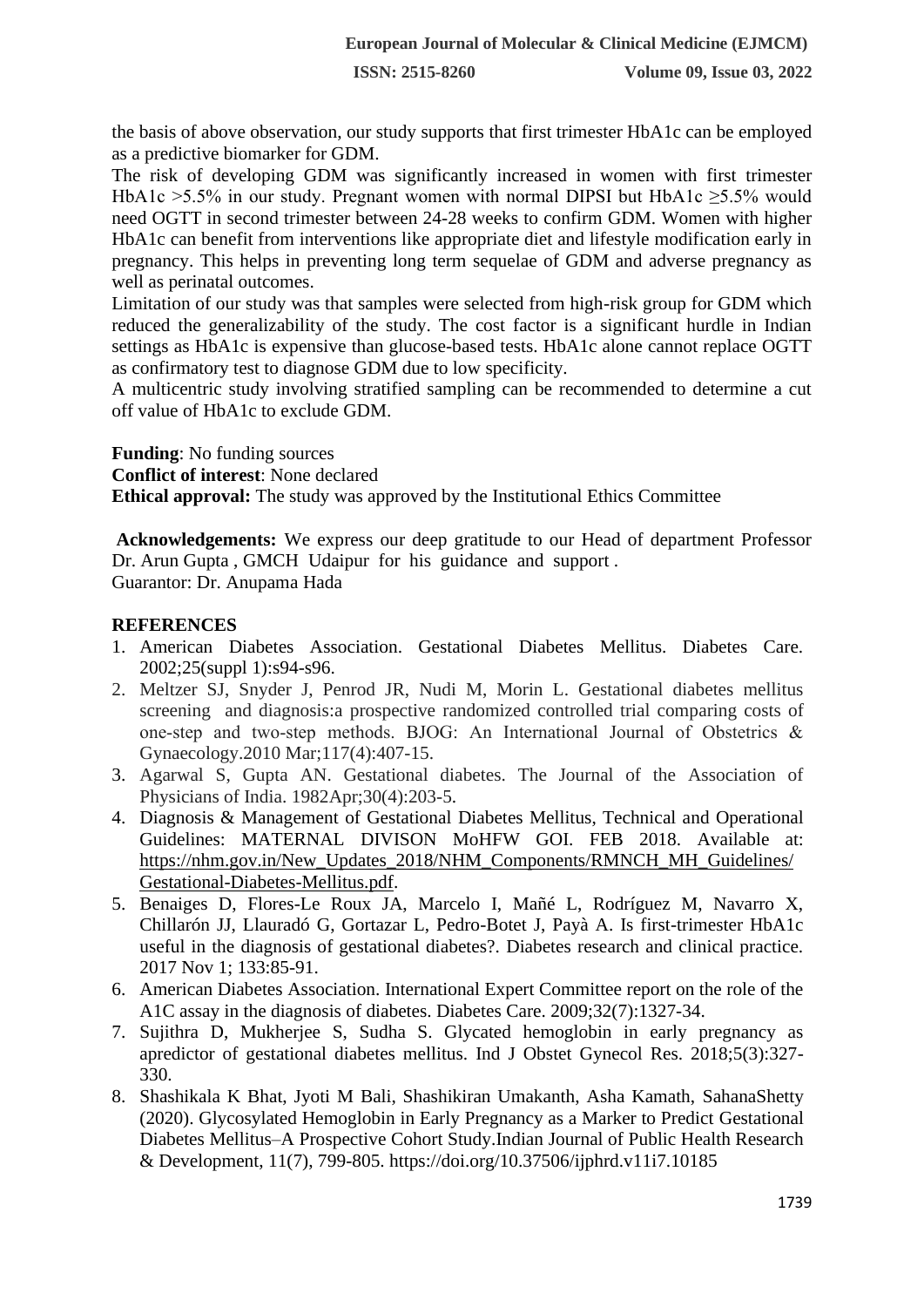the basis of above observation, our study supports that first trimester HbA1c can be employed as a predictive biomarker for GDM.

The risk of developing GDM was significantly increased in women with first trimester HbA1c >5.5% in our study. Pregnant women with normal DIPSI but HbA1c ≥5.5% would need OGTT in second trimester between 24-28 weeks to confirm GDM. Women with higher HbA1c can benefit from interventions like appropriate diet and lifestyle modification early in pregnancy. This helps in preventing long term sequelae of GDM and adverse pregnancy as well as perinatal outcomes.

Limitation of our study was that samples were selected from high-risk group for GDM which reduced the generalizability of the study. The cost factor is a significant hurdle in Indian settings as HbA1c is expensive than glucose-based tests. HbA1c alone cannot replace OGTT as confirmatory test to diagnose GDM due to low specificity.

A multicentric study involving stratified sampling can be recommended to determine a cut off value of HbA1c to exclude GDM.

**Funding**: No funding sources

**Conflict of interest**: None declared

**Ethical approval:** The study was approved by the Institutional Ethics Committee

**Acknowledgements:** We express our deep gratitude to our Head of department Professor Dr. Arun Gupta , GMCH Udaipur for his guidance and support .

Guarantor: Dr. Anupama Hada

## REFERENCES

1. American Diabetes Association. Gestational Diabetes Mellitus. Diabetes Care. 2002;25(suppl 1):s94-s96.
2. Meltzer SJ, Snyder J, Penrod JR, Nudi M, Morin L. Gestational diabetes mellitus screening and diagnosis:a prospective randomized controlled trial comparing costs of one-step and two-step methods. BJOG: An International Journal of Obstetrics & Gynaecology.2010 Mar;117(4):407-15.
3. Agarwal S, Gupta AN. Gestational diabetes. The Journal of the Association of Physicians of India. 1982Apr;30(4):203-5.
4. Diagnosis & Management of Gestational Diabetes Mellitus, Technical and Operational Guidelines: MATERNAL DIVISON MoHFW GOI. FEB 2018. Available at: https://nhm.gov.in/New_Updates_2018/NHM_Components/RMNCH_MH_Guidelines/Gestational-Diabetes-Mellitus.pdf.
5. Benaiges D, Flores-Le Roux JA, Marcelo I, Mañé L, Rodríguez M, Navarro X, Chillarón JJ, Llauradó G, Gortazar L, Pedro-Botet J, Payà A. Is first-trimester HbA1c useful in the diagnosis of gestational diabetes?. Diabetes research and clinical practice. 2017 Nov 1; 133:85-91.
6. American Diabetes Association. International Expert Committee report on the role of the A1C assay in the diagnosis of diabetes. Diabetes Care. 2009;32(7):1327-34.
7. Sujithra D, Mukherjee S, Sudha S. Glycated hemoglobin in early pregnancy as apredictor of gestational diabetes mellitus. Ind J Obstet Gynecol Res. 2018;5(3):327-330.
8. Shashikala K Bhat, Jyoti M Bali, Shashikiran Umakanth, Asha Kamath, SahanaShetty (2020). Glycosylated Hemoglobin in Early Pregnancy as a Marker to Predict Gestational Diabetes Mellitus–A Prospective Cohort Study.Indian Journal of Public Health Research & Development, 11(7), 799-805. https://doi.org/10.37506/ijphrd.v11i7.10185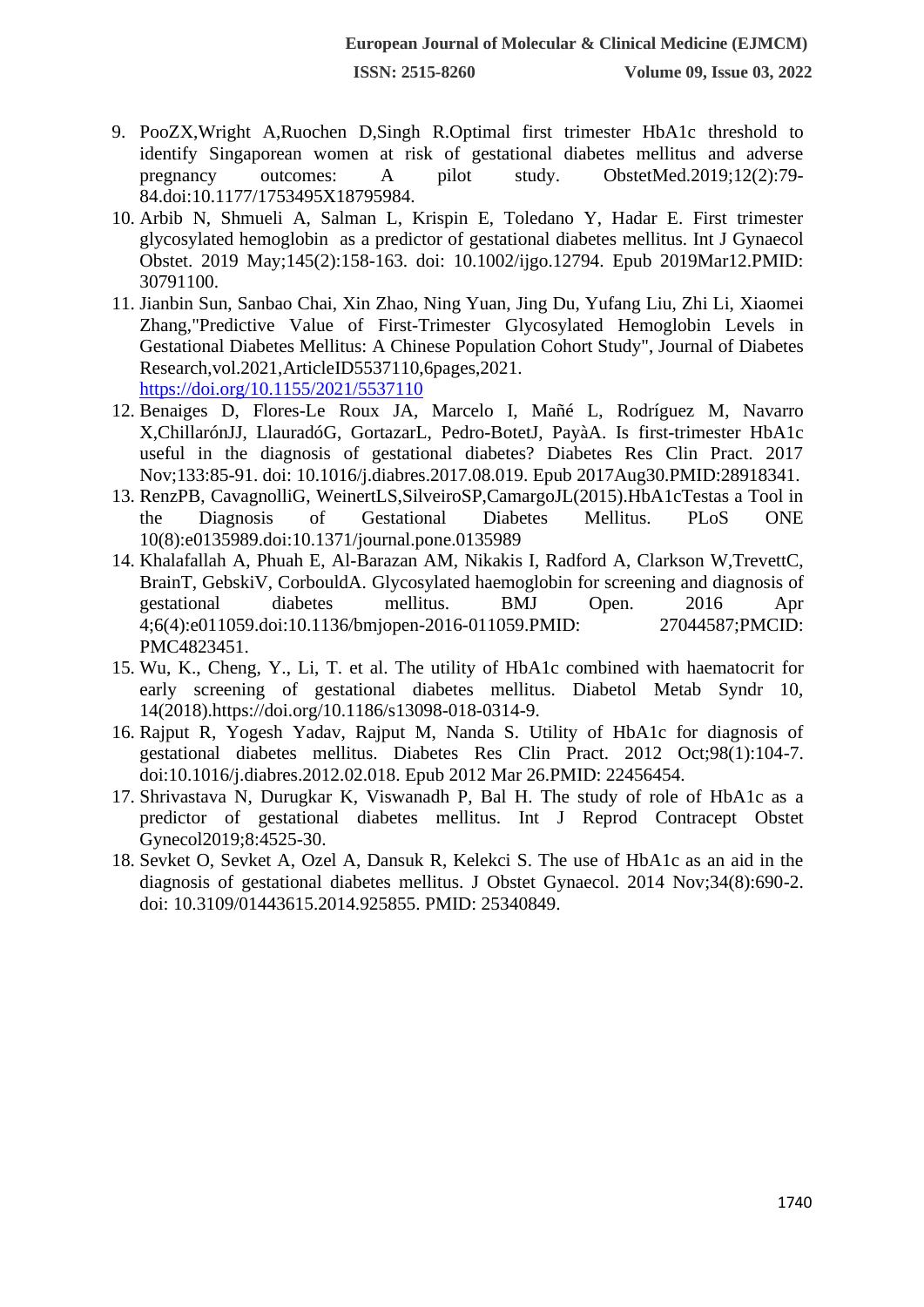9. PooZX,Wright A,Ruochen D,Singh R.Optimal first trimester HbA1c threshold to identify Singaporean women at risk of gestational diabetes mellitus and adverse pregnancy outcomes: A pilot study. ObstetMed.2019;12(2):79-84.doi:10.1177/1753495X18795984.
10. Arbib N, Shmueli A, Salman L, Krispin E, Toledano Y, Hadar E. First trimester glycosylated hemoglobin as a predictor of gestational diabetes mellitus. Int J Gynaecol Obstet. 2019 May;145(2):158-163. doi: 10.1002/ijgo.12794. Epub 2019Mar12.PMID: 30791100.
11. Jianbin Sun, Sanbao Chai, Xin Zhao, Ning Yuan, Jing Du, Yufang Liu, Zhi Li, Xiaomei Zhang,"Predictive Value of First-Trimester Glycosylated Hemoglobin Levels in Gestational Diabetes Mellitus: A Chinese Population Cohort Study", Journal of Diabetes Research,vol.2021,ArticleID5537110,6pages,2021. https://doi.org/10.1155/2021/5537110
12. Benaiges D, Flores-Le Roux JA, Marcelo I, Mañé L, Rodríguez M, Navarro X,ChillarónJJ, LlauradóG, GortazarL, Pedro-BotetJ, PayàA. Is first-trimester HbA1c useful in the diagnosis of gestational diabetes? Diabetes Res Clin Pract. 2017 Nov;133:85-91. doi: 10.1016/j.diabres.2017.08.019. Epub 2017Aug30.PMID:28918341.
13. RenzPB, CavagnolliG, WeinertLS,SilveiroSP,CamargoJL(2015).HbA1cTestas a Tool in the Diagnosis of Gestational Diabetes Mellitus. PLoS ONE 10(8):e0135989.doi:10.1371/journal.pone.0135989
14. Khalafallah A, Phuah E, Al-Barazan AM, Nikakis I, Radford A, Clarkson W,TrevettC, BrainT, GebskiV, CorbouldA. Glycosylated haemoglobin for screening and diagnosis of gestational diabetes mellitus. BMJ Open. 2016 Apr 4;6(4):e011059.doi:10.1136/bmjopen-2016-011059.PMID: 27044587;PMCID: PMC4823451.
15. Wu, K., Cheng, Y., Li, T. et al. The utility of HbA1c combined with haematocrit for early screening of gestational diabetes mellitus. Diabetol Metab Syndr 10, 14(2018).https://doi.org/10.1186/s13098-018-0314-9.
16. Rajput R, Yogesh Yadav, Rajput M, Nanda S. Utility of HbA1c for diagnosis of gestational diabetes mellitus. Diabetes Res Clin Pract. 2012 Oct;98(1):104-7. doi:10.1016/j.diabres.2012.02.018. Epub 2012 Mar 26.PMID: 22456454.
17. Shrivastava N, Durugkar K, Viswanadh P, Bal H. The study of role of HbA1c as a predictor of gestational diabetes mellitus. Int J Reprod Contracept Obstet Gynecol2019;8:4525-30.
18. Sevket O, Sevket A, Ozel A, Dansuk R, Kelekci S. The use of HbA1c as an aid in the diagnosis of gestational diabetes mellitus. J Obstet Gynaecol. 2014 Nov;34(8):690-2. doi: 10.3109/01443615.2014.925855. PMID: 25340849.